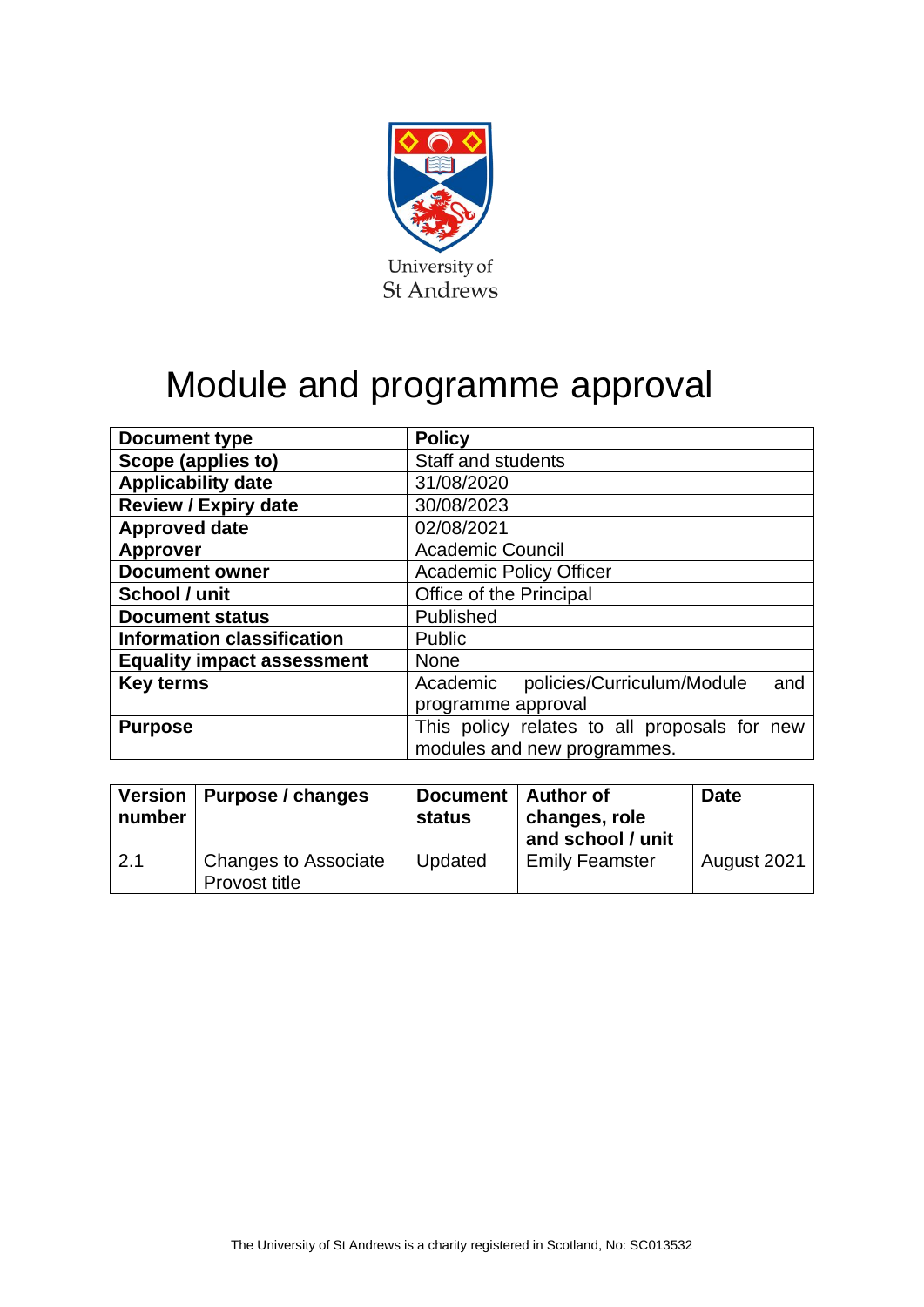University of St Andrews

# Module and programme approval

| Document type | Policy |
|---|---|
| Scope (applies to) | Staff and students |
| Applicability date | 31/08/2020 |
| Review / Expiry date | 30/08/2023 |
| Approved date | 02/08/2021 |
| Approver | Academic Council |
| Document owner | Academic Policy Officer |
| School / unit | Office of the Principal |
| Document status | Published |
| Information classification | Public |
| Equality impact assessment | None |
| Key terms | Academic policies/Curriculum/Module and programme approval |
| Purpose | This policy relates to all proposals for new modules and new programmes. |

| Version number | Purpose / changes | Document status | Author of changes, role and school / unit | Date |
|---|---|---|---|---|
| 2.1 | Changes to Associate Provost title | Updated | Emily Feamster | August 2021 |

The University of St Andrews is a charity registered in Scotland, No: SC013532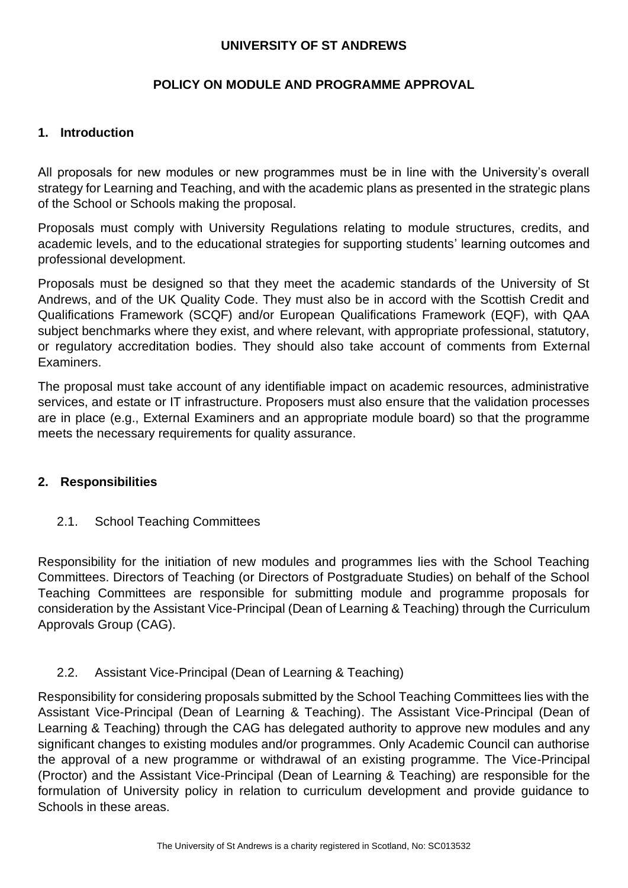**UNIVERSITY OF ST ANDREWS**

**POLICY ON MODULE AND PROGRAMME APPROVAL**

## 1. Introduction

All proposals for new modules or new programmes must be in line with the University's overall strategy for Learning and Teaching, and with the academic plans as presented in the strategic plans of the School or Schools making the proposal.

Proposals must comply with University Regulations relating to module structures, credits, and academic levels, and to the educational strategies for supporting students' learning outcomes and professional development.

Proposals must be designed so that they meet the academic standards of the University of St Andrews, and of the UK Quality Code. They must also be in accord with the Scottish Credit and Qualifications Framework (SCQF) and/or European Qualifications Framework (EQF), with QAA subject benchmarks where they exist, and where relevant, with appropriate professional, statutory, or regulatory accreditation bodies. They should also take account of comments from External Examiners.

The proposal must take account of any identifiable impact on academic resources, administrative services, and estate or IT infrastructure. Proposers must also ensure that the validation processes are in place (e.g., External Examiners and an appropriate module board) so that the programme meets the necessary requirements for quality assurance.

## 2. Responsibilities

### 2.1. School Teaching Committees

Responsibility for the initiation of new modules and programmes lies with the School Teaching Committees. Directors of Teaching (or Directors of Postgraduate Studies) on behalf of the School Teaching Committees are responsible for submitting module and programme proposals for consideration by the Assistant Vice-Principal (Dean of Learning & Teaching) through the Curriculum Approvals Group (CAG).

### 2.2. Assistant Vice-Principal (Dean of Learning & Teaching)

Responsibility for considering proposals submitted by the School Teaching Committees lies with the Assistant Vice-Principal (Dean of Learning & Teaching). The Assistant Vice-Principal (Dean of Learning & Teaching) through the CAG has delegated authority to approve new modules and any significant changes to existing modules and/or programmes. Only Academic Council can authorise the approval of a new programme or withdrawal of an existing programme. The Vice-Principal (Proctor) and the Assistant Vice-Principal (Dean of Learning & Teaching) are responsible for the formulation of University policy in relation to curriculum development and provide guidance to Schools in these areas.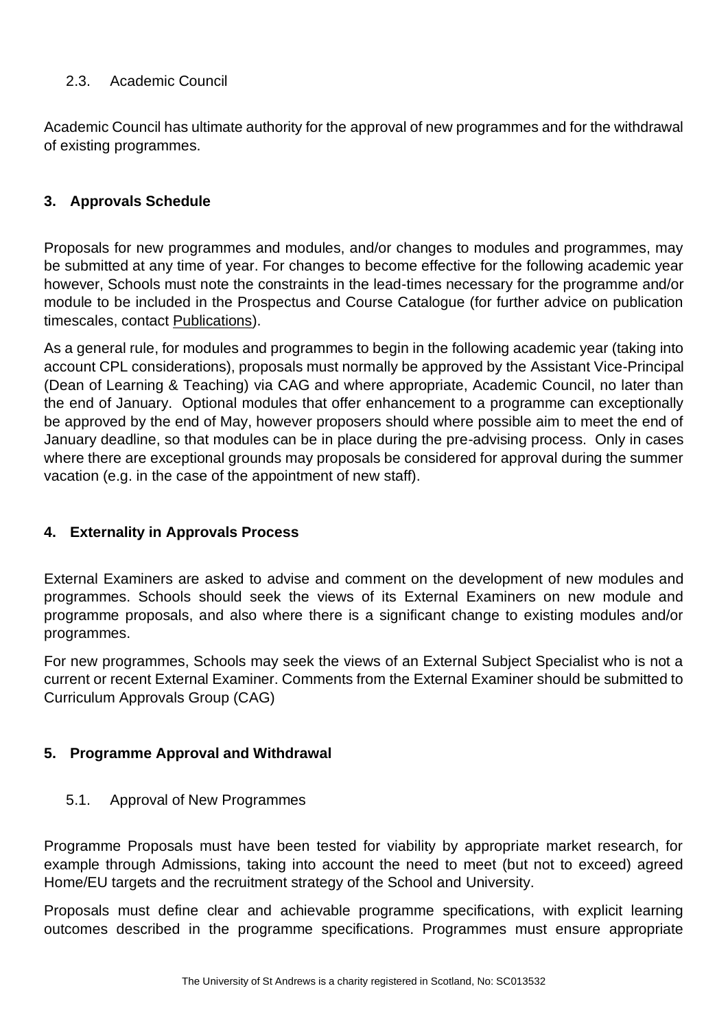### 2.3. Academic Council

Academic Council has ultimate authority for the approval of new programmes and for the withdrawal of existing programmes.

## 3. Approvals Schedule

Proposals for new programmes and modules, and/or changes to modules and programmes, may be submitted at any time of year. For changes to become effective for the following academic year however, Schools must note the constraints in the lead-times necessary for the programme and/or module to be included in the Prospectus and Course Catalogue (for further advice on publication timescales, contact Publications).

As a general rule, for modules and programmes to begin in the following academic year (taking into account CPL considerations), proposals must normally be approved by the Assistant Vice-Principal (Dean of Learning & Teaching) via CAG and where appropriate, Academic Council, no later than the end of January. Optional modules that offer enhancement to a programme can exceptionally be approved by the end of May, however proposers should where possible aim to meet the end of January deadline, so that modules can be in place during the pre-advising process. Only in cases where there are exceptional grounds may proposals be considered for approval during the summer vacation (e.g. in the case of the appointment of new staff).

## 4. Externality in Approvals Process

External Examiners are asked to advise and comment on the development of new modules and programmes. Schools should seek the views of its External Examiners on new module and programme proposals, and also where there is a significant change to existing modules and/or programmes.

For new programmes, Schools may seek the views of an External Subject Specialist who is not a current or recent External Examiner. Comments from the External Examiner should be submitted to Curriculum Approvals Group (CAG)

## 5. Programme Approval and Withdrawal

### 5.1. Approval of New Programmes

Programme Proposals must have been tested for viability by appropriate market research, for example through Admissions, taking into account the need to meet (but not to exceed) agreed Home/EU targets and the recruitment strategy of the School and University.

Proposals must define clear and achievable programme specifications, with explicit learning outcomes described in the programme specifications. Programmes must ensure appropriate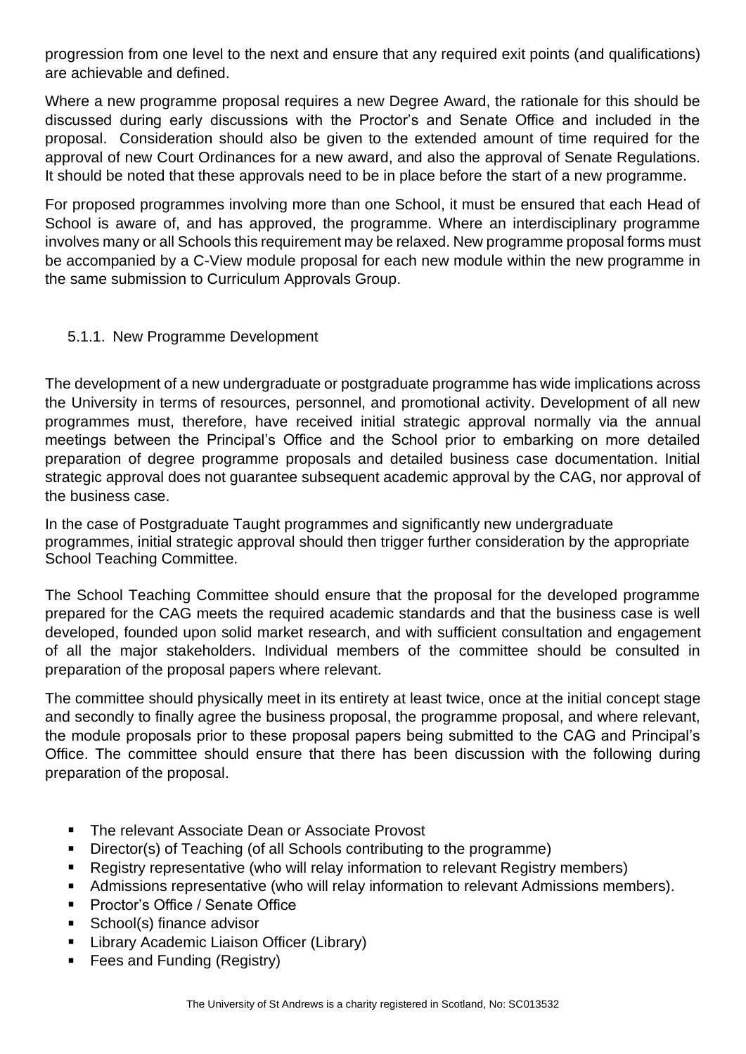progression from one level to the next and ensure that any required exit points (and qualifications) are achievable and defined.

Where a new programme proposal requires a new Degree Award, the rationale for this should be discussed during early discussions with the Proctor's and Senate Office and included in the proposal. Consideration should also be given to the extended amount of time required for the approval of new Court Ordinances for a new award, and also the approval of Senate Regulations. It should be noted that these approvals need to be in place before the start of a new programme.

For proposed programmes involving more than one School, it must be ensured that each Head of School is aware of, and has approved, the programme. Where an interdisciplinary programme involves many or all Schools this requirement may be relaxed. New programme proposal forms must be accompanied by a C-View module proposal for each new module within the new programme in the same submission to Curriculum Approvals Group.

### 5.1.1. New Programme Development

The development of a new undergraduate or postgraduate programme has wide implications across the University in terms of resources, personnel, and promotional activity. Development of all new programmes must, therefore, have received initial strategic approval normally via the annual meetings between the Principal's Office and the School prior to embarking on more detailed preparation of degree programme proposals and detailed business case documentation. Initial strategic approval does not guarantee subsequent academic approval by the CAG, nor approval of the business case.

In the case of Postgraduate Taught programmes and significantly new undergraduate programmes, initial strategic approval should then trigger further consideration by the appropriate School Teaching Committee.

The School Teaching Committee should ensure that the proposal for the developed programme prepared for the CAG meets the required academic standards and that the business case is well developed, founded upon solid market research, and with sufficient consultation and engagement of all the major stakeholders. Individual members of the committee should be consulted in preparation of the proposal papers where relevant.

The committee should physically meet in its entirety at least twice, once at the initial concept stage and secondly to finally agree the business proposal, the programme proposal, and where relevant, the module proposals prior to these proposal papers being submitted to the CAG and Principal's Office. The committee should ensure that there has been discussion with the following during preparation of the proposal.

- The relevant Associate Dean or Associate Provost
- Director(s) of Teaching (of all Schools contributing to the programme)
- Registry representative (who will relay information to relevant Registry members)
- Admissions representative (who will relay information to relevant Admissions members).
- Proctor's Office / Senate Office
- School(s) finance advisor
- Library Academic Liaison Officer (Library)
- Fees and Funding (Registry)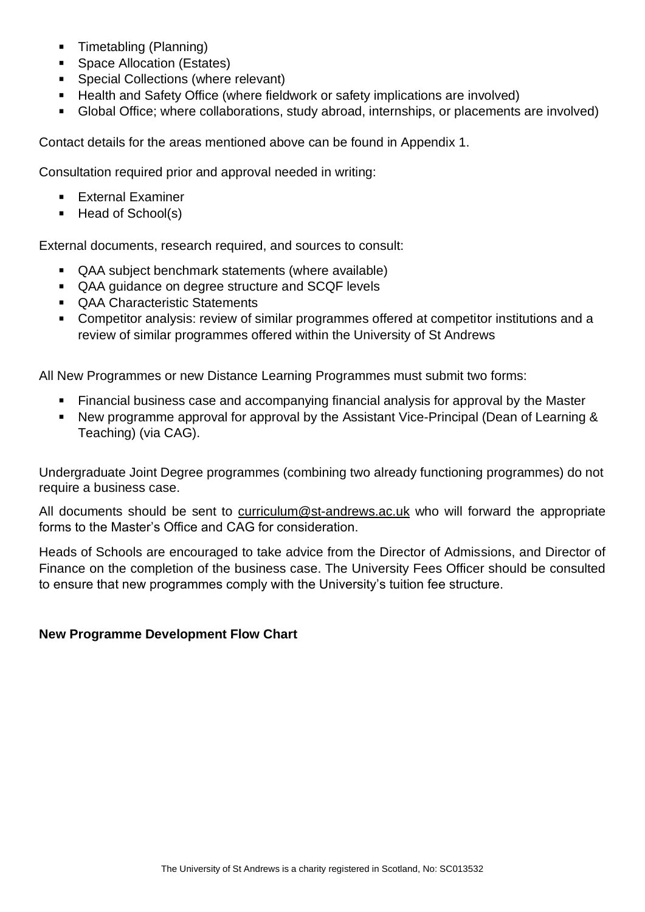- Timetabling (Planning)
- Space Allocation (Estates)
- Special Collections (where relevant)
- Health and Safety Office (where fieldwork or safety implications are involved)
- Global Office; where collaborations, study abroad, internships, or placements are involved)

Contact details for the areas mentioned above can be found in Appendix 1.

Consultation required prior and approval needed in writing:

- External Examiner
- Head of School(s)

External documents, research required, and sources to consult:

- QAA subject benchmark statements (where available)
- QAA guidance on degree structure and SCQF levels
- QAA Characteristic Statements
- Competitor analysis: review of similar programmes offered at competitor institutions and a review of similar programmes offered within the University of St Andrews

All New Programmes or new Distance Learning Programmes must submit two forms:

- Financial business case and accompanying financial analysis for approval by the Master
- New programme approval for approval by the Assistant Vice-Principal (Dean of Learning & Teaching) (via CAG).

Undergraduate Joint Degree programmes (combining two already functioning programmes) do not require a business case.

All documents should be sent to curriculum@st-andrews.ac.uk who will forward the appropriate forms to the Master's Office and CAG for consideration.

Heads of Schools are encouraged to take advice from the Director of Admissions, and Director of Finance on the completion of the business case. The University Fees Officer should be consulted to ensure that new programmes comply with the University's tuition fee structure.

**New Programme Development Flow Chart**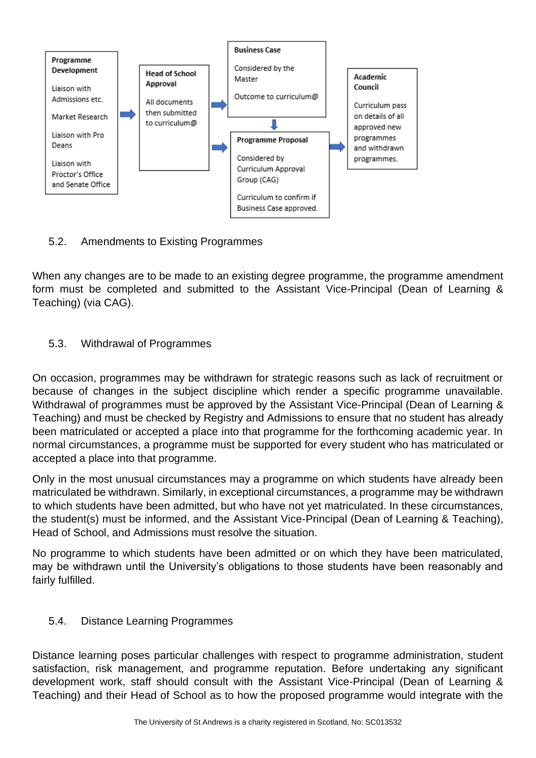**Programme Development**

Liaison with Admissions etc.

Market Research

Liaison with Pro Deans

Liaison with Proctor's Office and Senate Office

**Head of School Approval**

All documents then submitted to curriculum@

**Business Case**

Considered by the Master

Outcome to curriculum@

**Programme Proposal**

Considered by Curriculum Approval Group (CAG)

Curriculum to confirm if Business Case approved.

**Academic Council**

Curriculum pass on details of all approved new programmes and withdrawn programmes.

### 5.2. Amendments to Existing Programmes

When any changes are to be made to an existing degree programme, the programme amendment form must be completed and submitted to the Assistant Vice-Principal (Dean of Learning & Teaching) (via CAG).

### 5.3. Withdrawal of Programmes

On occasion, programmes may be withdrawn for strategic reasons such as lack of recruitment or because of changes in the subject discipline which render a specific programme unavailable. Withdrawal of programmes must be approved by the Assistant Vice-Principal (Dean of Learning & Teaching) and must be checked by Registry and Admissions to ensure that no student has already been matriculated or accepted a place into that programme for the forthcoming academic year. In normal circumstances, a programme must be supported for every student who has matriculated or accepted a place into that programme.

Only in the most unusual circumstances may a programme on which students have already been matriculated be withdrawn. Similarly, in exceptional circumstances, a programme may be withdrawn to which students have been admitted, but who have not yet matriculated. In these circumstances, the student(s) must be informed, and the Assistant Vice-Principal (Dean of Learning & Teaching), Head of School, and Admissions must resolve the situation.

No programme to which students have been admitted or on which they have been matriculated, may be withdrawn until the University's obligations to those students have been reasonably and fairly fulfilled.

### 5.4. Distance Learning Programmes

Distance learning poses particular challenges with respect to programme administration, student satisfaction, risk management, and programme reputation. Before undertaking any significant development work, staff should consult with the Assistant Vice-Principal (Dean of Learning & Teaching) and their Head of School as to how the proposed programme would integrate with the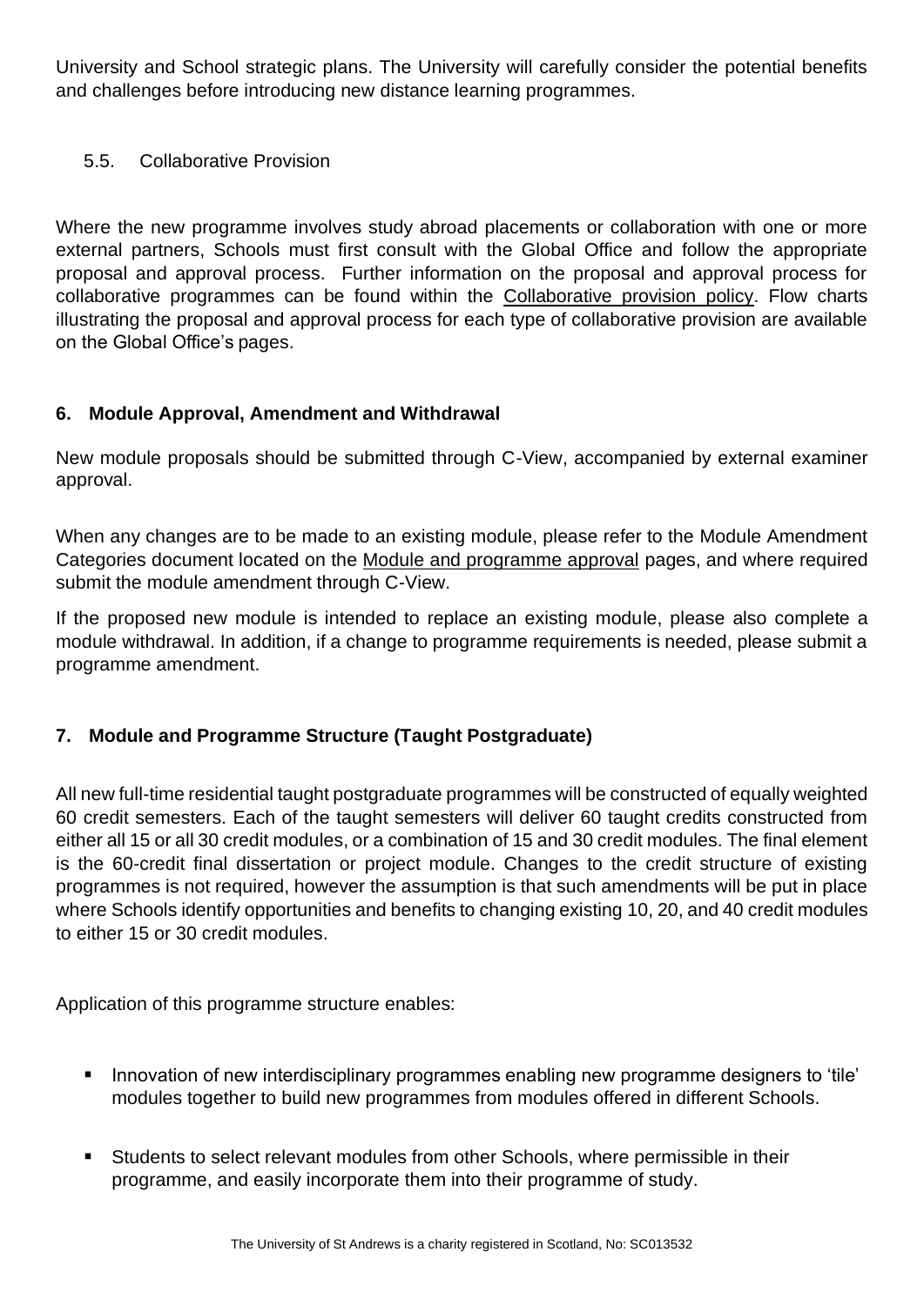University and School strategic plans. The University will carefully consider the potential benefits and challenges before introducing new distance learning programmes.

### 5.5. Collaborative Provision

Where the new programme involves study abroad placements or collaboration with one or more external partners, Schools must first consult with the Global Office and follow the appropriate proposal and approval process. Further information on the proposal and approval process for collaborative programmes can be found within the Collaborative provision policy. Flow charts illustrating the proposal and approval process for each type of collaborative provision are available on the Global Office's pages.

## 6. Module Approval, Amendment and Withdrawal

New module proposals should be submitted through C-View, accompanied by external examiner approval.

When any changes are to be made to an existing module, please refer to the Module Amendment Categories document located on the Module and programme approval pages, and where required submit the module amendment through C-View.

If the proposed new module is intended to replace an existing module, please also complete a module withdrawal. In addition, if a change to programme requirements is needed, please submit a programme amendment.

## 7. Module and Programme Structure (Taught Postgraduate)

All new full-time residential taught postgraduate programmes will be constructed of equally weighted 60 credit semesters. Each of the taught semesters will deliver 60 taught credits constructed from either all 15 or all 30 credit modules, or a combination of 15 and 30 credit modules. The final element is the 60-credit final dissertation or project module. Changes to the credit structure of existing programmes is not required, however the assumption is that such amendments will be put in place where Schools identify opportunities and benefits to changing existing 10, 20, and 40 credit modules to either 15 or 30 credit modules.

Application of this programme structure enables:

- Innovation of new interdisciplinary programmes enabling new programme designers to 'tile' modules together to build new programmes from modules offered in different Schools.
- Students to select relevant modules from other Schools, where permissible in their programme, and easily incorporate them into their programme of study.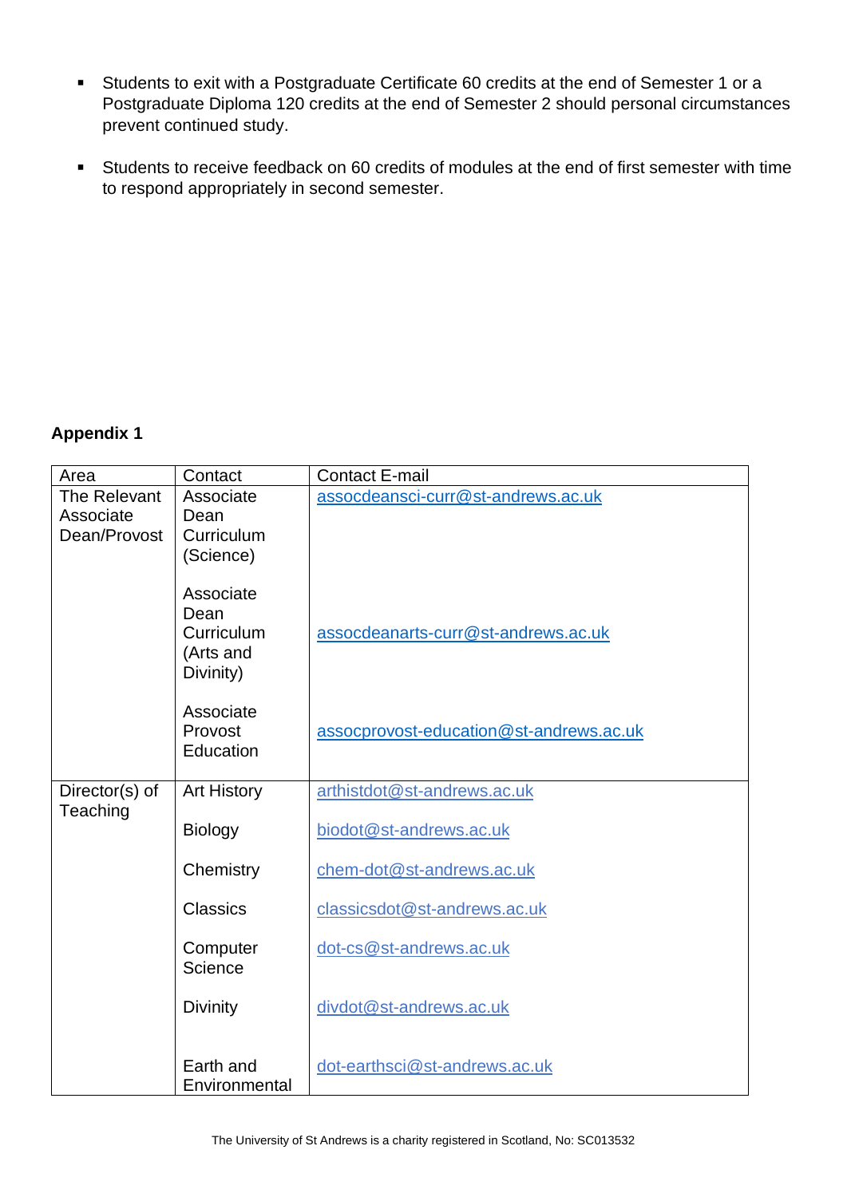- Students to exit with a Postgraduate Certificate 60 credits at the end of Semester 1 or a Postgraduate Diploma 120 credits at the end of Semester 2 should personal circumstances prevent continued study.

- Students to receive feedback on 60 credits of modules at the end of first semester with time to respond appropriately in second semester.

**Appendix 1**

| Area | Contact | Contact E-mail |
|---|---|---|
| The Relevant Associate Dean/Provost | Associate Dean Curriculum (Science) | assocdeansci-curr@st-andrews.ac.uk |
| | Associate Dean Curriculum (Arts and Divinity) | assocdeanarts-curr@st-andrews.ac.uk |
| | Associate Provost Education | assocprovost-education@st-andrews.ac.uk |
| Director(s) of Teaching | Art History | arthistdot@st-andrews.ac.uk |
| | Biology | biodot@st-andrews.ac.uk |
| | Chemistry | chem-dot@st-andrews.ac.uk |
| | Classics | classicsdot@st-andrews.ac.uk |
| | Computer Science | dot-cs@st-andrews.ac.uk |
| | Divinity | divdot@st-andrews.ac.uk |
| | Earth and Environmental | dot-earthsci@st-andrews.ac.uk |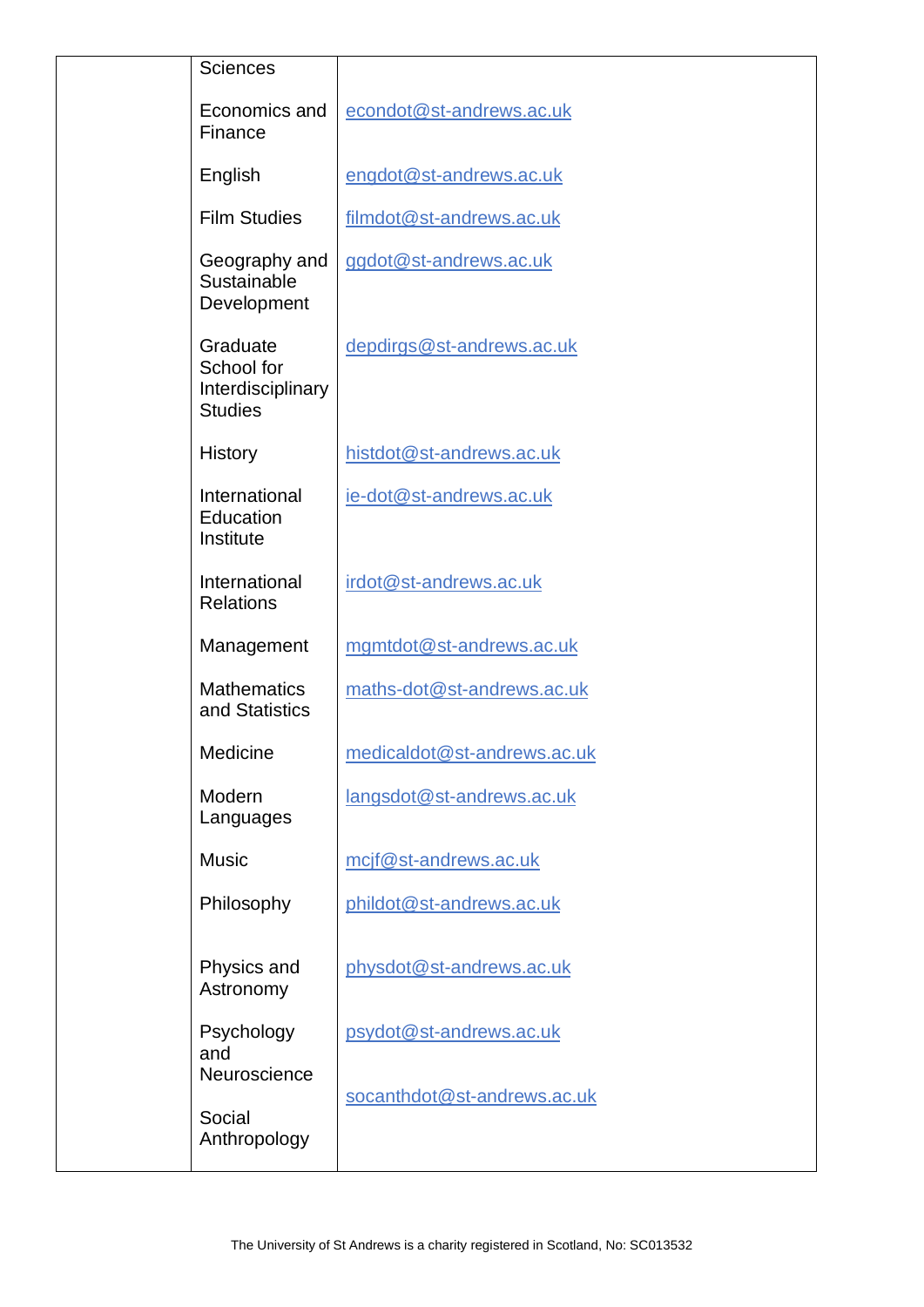| | | |
|---|---|---|
| | Sciences | |
| | Economics and Finance | econdot@st-andrews.ac.uk |
| | English | engdot@st-andrews.ac.uk |
| | Film Studies | filmdot@st-andrews.ac.uk |
| | Geography and Sustainable Development | ggdot@st-andrews.ac.uk |
| | Graduate School for Interdisciplinary Studies | depdirgs@st-andrews.ac.uk |
| | History | histdot@st-andrews.ac.uk |
| | International Education Institute | ie-dot@st-andrews.ac.uk |
| | International Relations | irdot@st-andrews.ac.uk |
| | Management | mgmtdot@st-andrews.ac.uk |
| | Mathematics and Statistics | maths-dot@st-andrews.ac.uk |
| | Medicine | medicaldot@st-andrews.ac.uk |
| | Modern Languages | langsdot@st-andrews.ac.uk |
| | Music | mcjf@st-andrews.ac.uk |
| | Philosophy | phildot@st-andrews.ac.uk |
| | Physics and Astronomy | physdot@st-andrews.ac.uk |
| | Psychology and Neuroscience | psydot@st-andrews.ac.uk |
| | Social Anthropology | socanthdot@st-andrews.ac.uk |

The University of St Andrews is a charity registered in Scotland, No: SC013532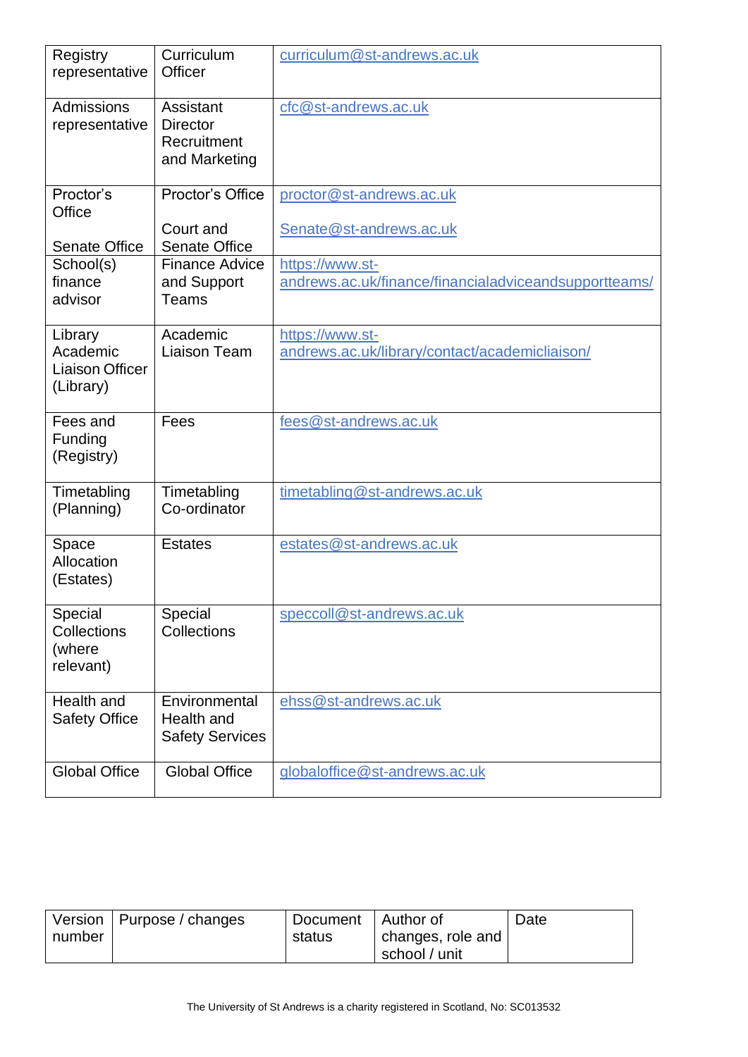| | | |
|---|---|---|
| Registry representative | Curriculum Officer | curriculum@st-andrews.ac.uk |
| Admissions representative | Assistant Director Recruitment and Marketing | cfc@st-andrews.ac.uk |
| Proctor's Office<br><br>Senate Office | Proctor's Office<br><br>Court and Senate Office | proctor@st-andrews.ac.uk<br><br>Senate@st-andrews.ac.uk |
| School(s) finance advisor | Finance Advice and Support Teams | https://www.st-andrews.ac.uk/finance/financialadviceandsupportteams/ |
| Library Academic Liaison Officer (Library) | Academic Liaison Team | https://www.st-andrews.ac.uk/library/contact/academicliaison/ |
| Fees and Funding (Registry) | Fees | fees@st-andrews.ac.uk |
| Timetabling (Planning) | Timetabling Co-ordinator | timetabling@st-andrews.ac.uk |
| Space Allocation (Estates) | Estates | estates@st-andrews.ac.uk |
| Special Collections (where relevant) | Special Collections | speccoll@st-andrews.ac.uk |
| Health and Safety Office | Environmental Health and Safety Services | ehss@st-andrews.ac.uk |
| Global Office | Global Office | globaloffice@st-andrews.ac.uk |

| Version number | Purpose / changes | Document status | Author of changes, role and school / unit | Date |
|---|---|---|---|---|

The University of St Andrews is a charity registered in Scotland, No: SC013532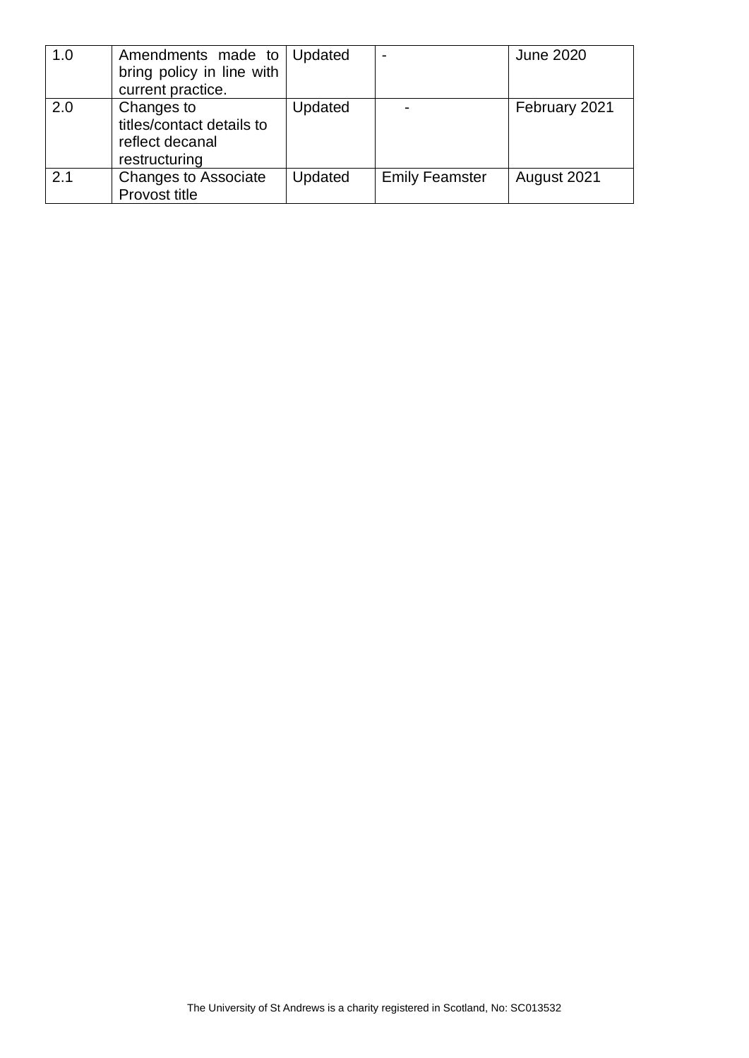| | | | | |
|---|---|---|---|---|
| 1.0 | Amendments made to bring policy in line with current practice. | Updated | - | June 2020 |
| 2.0 | Changes to titles/contact details to reflect decanal restructuring | Updated | - | February 2021 |
| 2.1 | Changes to Associate Provost title | Updated | Emily Feamster | August 2021 |

The University of St Andrews is a charity registered in Scotland, No: SC013532